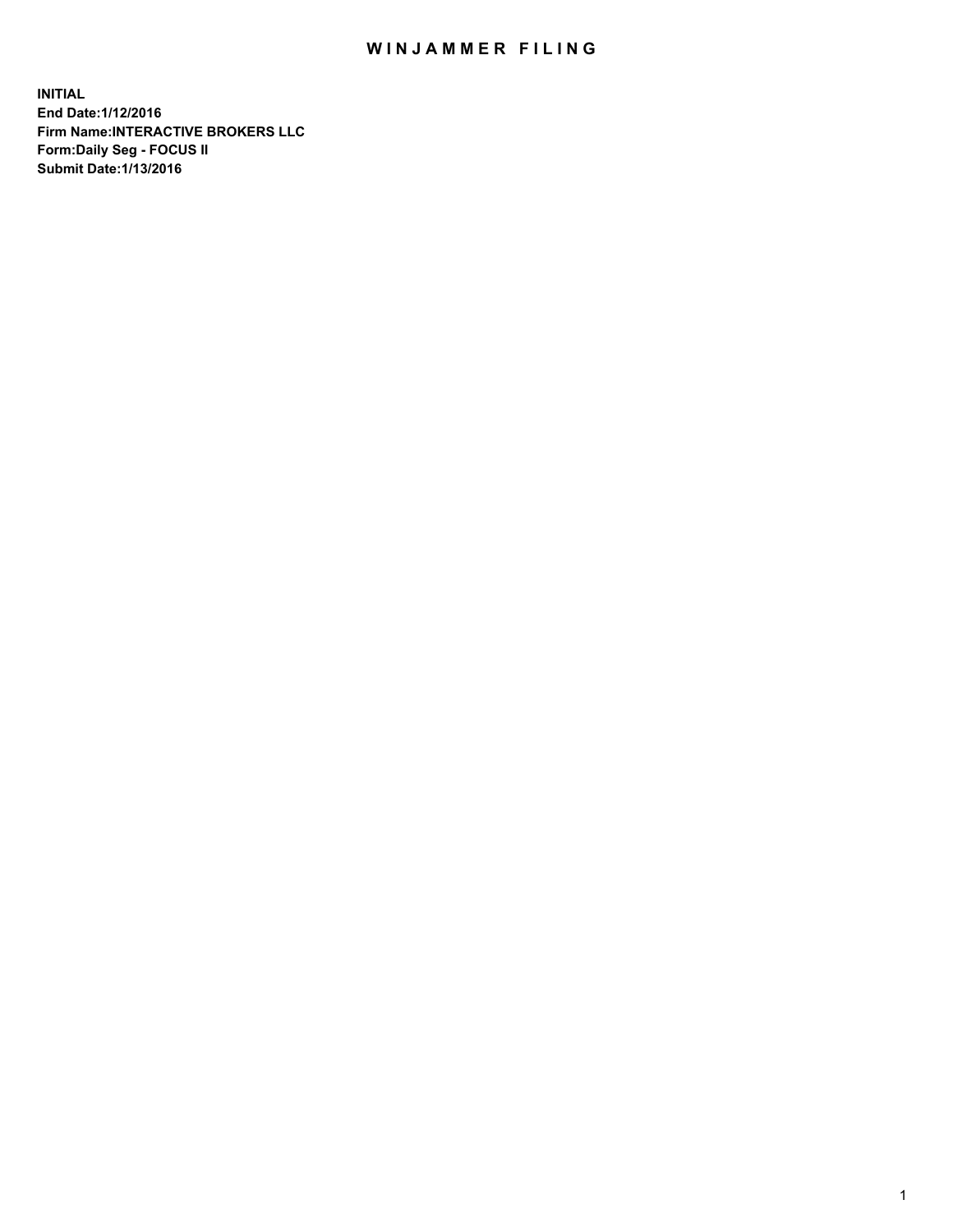# WINJAMMER FILING

**INITIAL**
**End Date:1/12/2016**
**Firm Name:INTERACTIVE BROKERS LLC**
**Form:Daily Seg - FOCUS II**
**Submit Date:1/13/2016**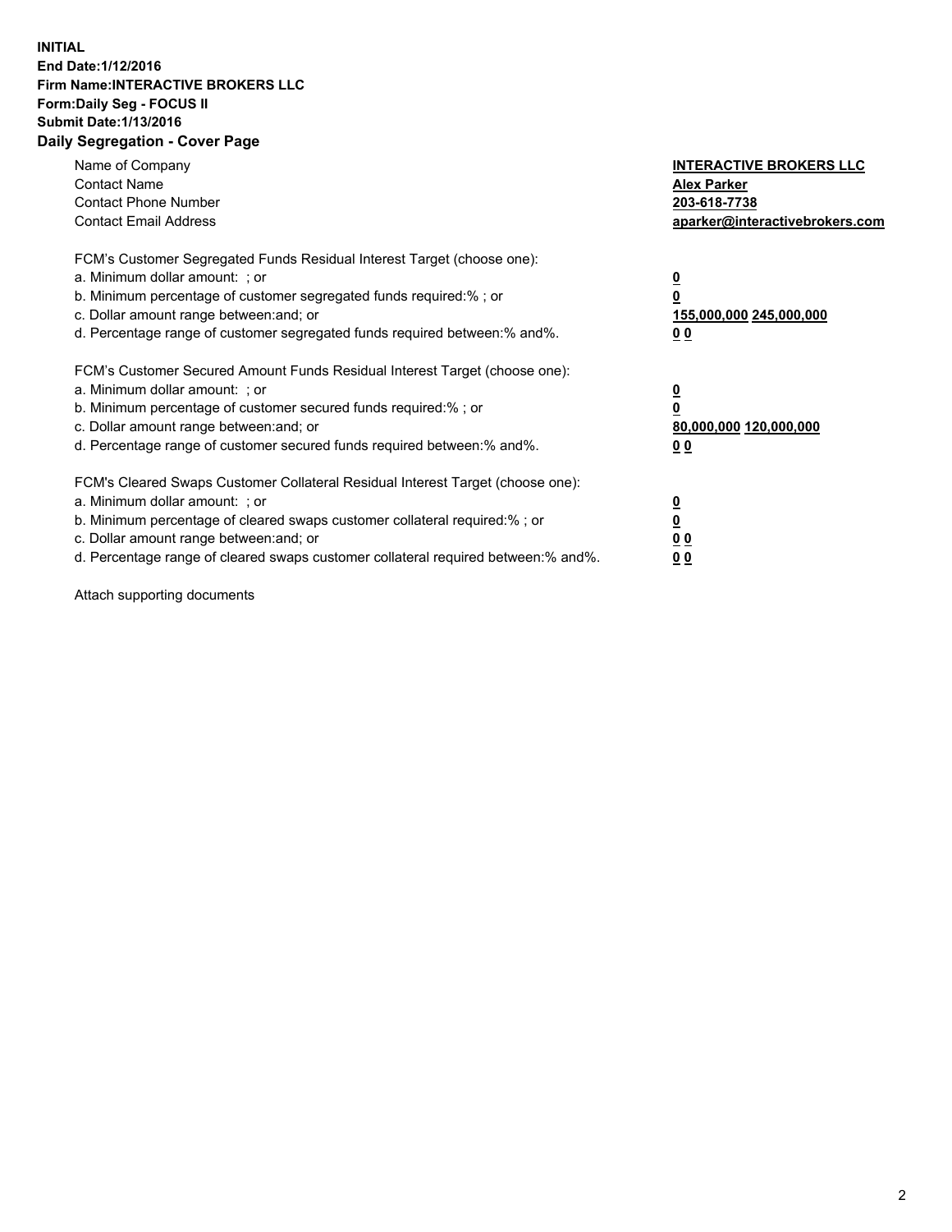**INITIAL**
**End Date:1/12/2016**
**Firm Name:INTERACTIVE BROKERS LLC**
**Form:Daily Seg - FOCUS II**
**Submit Date:1/13/2016**
**Daily Segregation - Cover Page**

| | |
|---|---|
| Name of Company | **INTERACTIVE BROKERS LLC** |
| Contact Name | **Alex Parker** |
| Contact Phone Number | **203-618-7738** |
| Contact Email Address | **aparker@interactivebrokers.com** |

FCM's Customer Segregated Funds Residual Interest Target (choose one):

| | |
|---|---|
| a. Minimum dollar amount: ; or | **0** |
| b. Minimum percentage of customer segregated funds required:% ; or | **0** |
| c. Dollar amount range between:and; or | **155,000,000 245,000,000** |
| d. Percentage range of customer segregated funds required between:% and%. | **0 0** |

FCM's Customer Secured Amount Funds Residual Interest Target (choose one):

| | |
|---|---|
| a. Minimum dollar amount: ; or | **0** |
| b. Minimum percentage of customer secured funds required:% ; or | **0** |
| c. Dollar amount range between:and; or | **80,000,000 120,000,000** |
| d. Percentage range of customer secured funds required between:% and%. | **0 0** |

FCM's Cleared Swaps Customer Collateral Residual Interest Target (choose one):

| | |
|---|---|
| a. Minimum dollar amount: ; or | **0** |
| b. Minimum percentage of cleared swaps customer collateral required:% ; or | **0** |
| c. Dollar amount range between:and; or | **0 0** |
| d. Percentage range of cleared swaps customer collateral required between:% and%. | **0 0** |

Attach supporting documents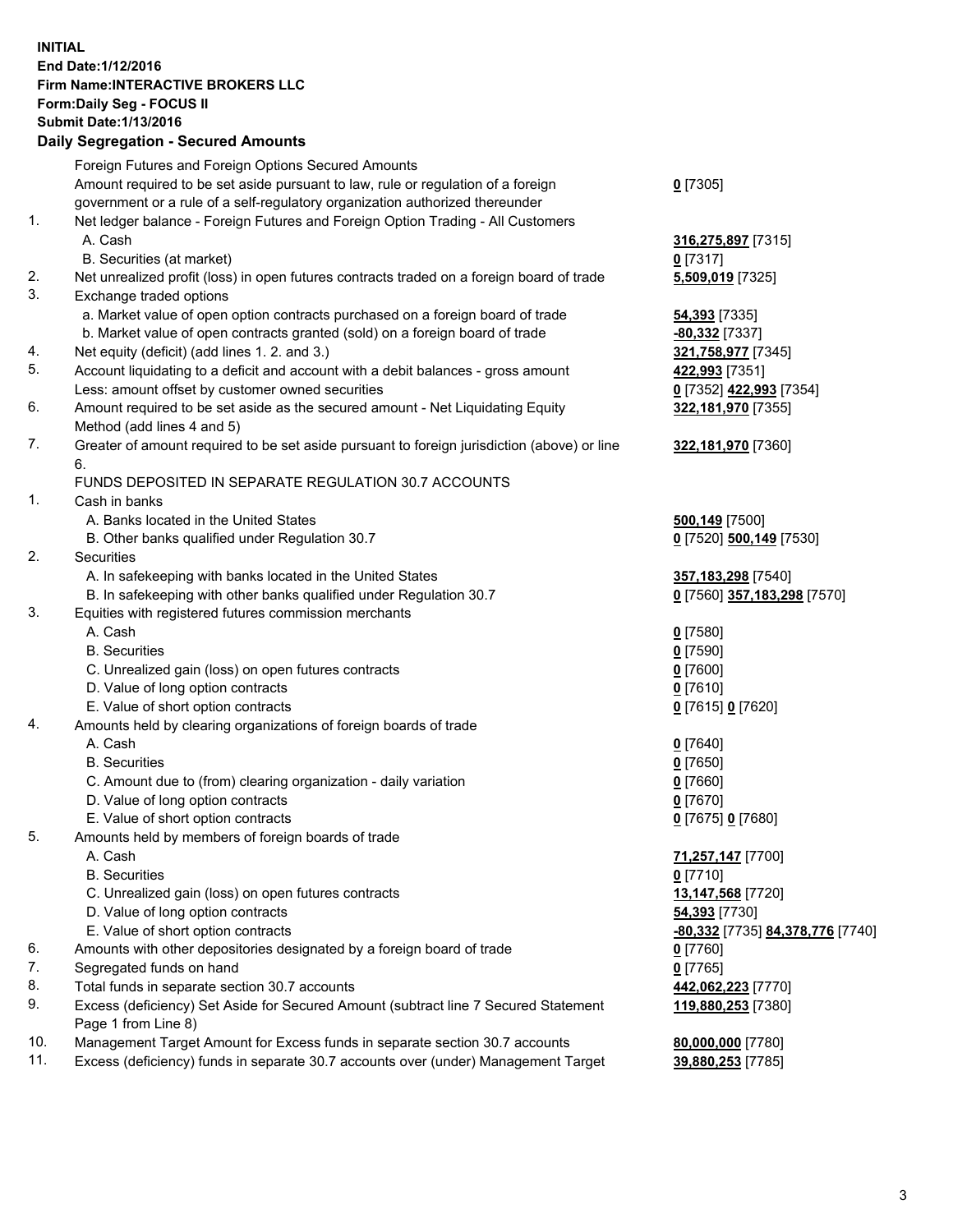**INITIAL**
**End Date:1/12/2016**
**Firm Name:INTERACTIVE BROKERS LLC**
**Form:Daily Seg - FOCUS II**
**Submit Date:1/13/2016**

## Daily Segregation - Secured Amounts

| | | |
|---|---|---|
| | Foreign Futures and Foreign Options Secured Amounts | |
| | Amount required to be set aside pursuant to law, rule or regulation of a foreign government or a rule of a self-regulatory organization authorized thereunder | **0** [7305] |
| 1. | Net ledger balance - Foreign Futures and Foreign Option Trading - All Customers | |
| | A. Cash | **316,275,897** [7315] |
| | B. Securities (at market) | **0** [7317] |
| 2. | Net unrealized profit (loss) in open futures contracts traded on a foreign board of trade | **5,509,019** [7325] |
| 3. | Exchange traded options | |
| | a. Market value of open option contracts purchased on a foreign board of trade | **54,393** [7335] |
| | b. Market value of open contracts granted (sold) on a foreign board of trade | **-80,332** [7337] |
| 4. | Net equity (deficit) (add lines 1. 2. and 3.) | **321,758,977** [7345] |
| 5. | Account liquidating to a deficit and account with a debit balances - gross amount | **422,993** [7351] |
| | Less: amount offset by customer owned securities | **0** [7352] **422,993** [7354] |
| 6. | Amount required to be set aside as the secured amount - Net Liquidating Equity Method (add lines 4 and 5) | **322,181,970** [7355] |
| 7. | Greater of amount required to be set aside pursuant to foreign jurisdiction (above) or line 6. | **322,181,970** [7360] |
| | FUNDS DEPOSITED IN SEPARATE REGULATION 30.7 ACCOUNTS | |
| 1. | Cash in banks | |
| | A. Banks located in the United States | **500,149** [7500] |
| | B. Other banks qualified under Regulation 30.7 | **0** [7520] **500,149** [7530] |
| 2. | Securities | |
| | A. In safekeeping with banks located in the United States | **357,183,298** [7540] |
| | B. In safekeeping with other banks qualified under Regulation 30.7 | **0** [7560] **357,183,298** [7570] |
| 3. | Equities with registered futures commission merchants | |
| | A. Cash | **0** [7580] |
| | B. Securities | **0** [7590] |
| | C. Unrealized gain (loss) on open futures contracts | **0** [7600] |
| | D. Value of long option contracts | **0** [7610] |
| | E. Value of short option contracts | **0** [7615] **0** [7620] |
| 4. | Amounts held by clearing organizations of foreign boards of trade | |
| | A. Cash | **0** [7640] |
| | B. Securities | **0** [7650] |
| | C. Amount due to (from) clearing organization - daily variation | **0** [7660] |
| | D. Value of long option contracts | **0** [7670] |
| | E. Value of short option contracts | **0** [7675] **0** [7680] |
| 5. | Amounts held by members of foreign boards of trade | |
| | A. Cash | **71,257,147** [7700] |
| | B. Securities | **0** [7710] |
| | C. Unrealized gain (loss) on open futures contracts | **13,147,568** [7720] |
| | D. Value of long option contracts | **54,393** [7730] |
| | E. Value of short option contracts | **-80,332** [7735] **84,378,776** [7740] |
| 6. | Amounts with other depositories designated by a foreign board of trade | **0** [7760] |
| 7. | Segregated funds on hand | **0** [7765] |
| 8. | Total funds in separate section 30.7 accounts | **442,062,223** [7770] |
| 9. | Excess (deficiency) Set Aside for Secured Amount (subtract line 7 Secured Statement Page 1 from Line 8) | **119,880,253** [7380] |
| 10. | Management Target Amount for Excess funds in separate section 30.7 accounts | **80,000,000** [7780] |
| 11. | Excess (deficiency) funds in separate 30.7 accounts over (under) Management Target | **39,880,253** [7785] |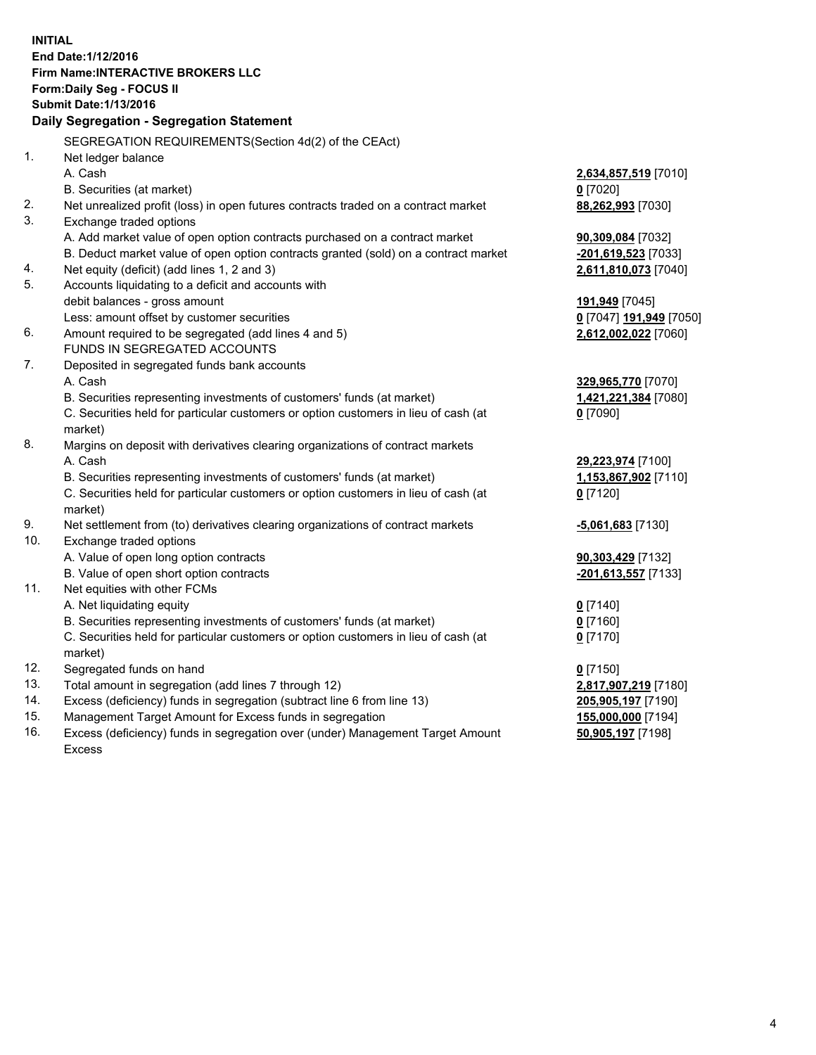**INITIAL**
**End Date:1/12/2016**
**Firm Name:INTERACTIVE BROKERS LLC**
**Form:Daily Seg - FOCUS II**
**Submit Date:1/13/2016**

**Daily Segregation - Segregation Statement**

SEGREGATION REQUIREMENTS(Section 4d(2) of the CEAct)

| | | |
|---|---|---|
| 1. | Net ledger balance | |
| | A. Cash | **2,634,857,519** [7010] |
| | B. Securities (at market) | **0** [7020] |
| 2. | Net unrealized profit (loss) in open futures contracts traded on a contract market | **88,262,993** [7030] |
| 3. | Exchange traded options | |
| | A. Add market value of open option contracts purchased on a contract market | **90,309,084** [7032] |
| | B. Deduct market value of open option contracts granted (sold) on a contract market | **-201,619,523** [7033] |
| 4. | Net equity (deficit) (add lines 1, 2 and 3) | **2,611,810,073** [7040] |
| 5. | Accounts liquidating to a deficit and accounts with | |
| | debit balances - gross amount | **191,949** [7045] |
| | Less: amount offset by customer securities | **0** [7047] **191,949** [7050] |
| 6. | Amount required to be segregated (add lines 4 and 5) | **2,612,002,022** [7060] |
| | FUNDS IN SEGREGATED ACCOUNTS | |
| 7. | Deposited in segregated funds bank accounts | |
| | A. Cash | **329,965,770** [7070] |
| | B. Securities representing investments of customers' funds (at market) | **1,421,221,384** [7080] |
| | C. Securities held for particular customers or option customers in lieu of cash (at market) | **0** [7090] |
| 8. | Margins on deposit with derivatives clearing organizations of contract markets | |
| | A. Cash | **29,223,974** [7100] |
| | B. Securities representing investments of customers' funds (at market) | **1,153,867,902** [7110] |
| | C. Securities held for particular customers or option customers in lieu of cash (at market) | **0** [7120] |
| 9. | Net settlement from (to) derivatives clearing organizations of contract markets | **-5,061,683** [7130] |
| 10. | Exchange traded options | |
| | A. Value of open long option contracts | **90,303,429** [7132] |
| | B. Value of open short option contracts | **-201,613,557** [7133] |
| 11. | Net equities with other FCMs | |
| | A. Net liquidating equity | **0** [7140] |
| | B. Securities representing investments of customers' funds (at market) | **0** [7160] |
| | C. Securities held for particular customers or option customers in lieu of cash (at market) | **0** [7170] |
| 12. | Segregated funds on hand | **0** [7150] |
| 13. | Total amount in segregation (add lines 7 through 12) | **2,817,907,219** [7180] |
| 14. | Excess (deficiency) funds in segregation (subtract line 6 from line 13) | **205,905,197** [7190] |
| 15. | Management Target Amount for Excess funds in segregation | **155,000,000** [7194] |
| 16. | Excess (deficiency) funds in segregation over (under) Management Target Amount Excess | **50,905,197** [7198] |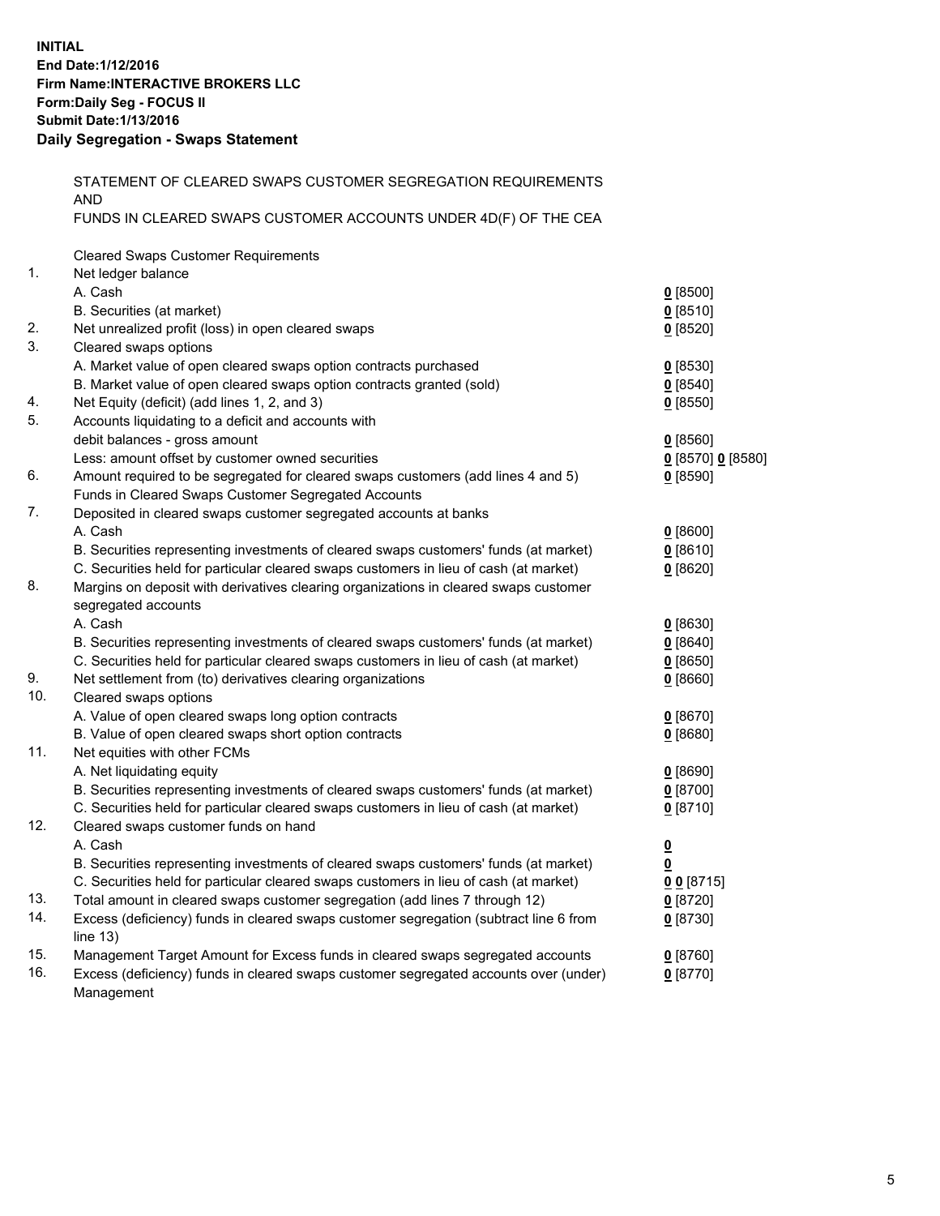**INITIAL**
**End Date:1/12/2016**
**Firm Name:INTERACTIVE BROKERS LLC**
**Form:Daily Seg - FOCUS II**
**Submit Date:1/13/2016**
**Daily Segregation - Swaps Statement**

STATEMENT OF CLEARED SWAPS CUSTOMER SEGREGATION REQUIREMENTS AND FUNDS IN CLEARED SWAPS CUSTOMER ACCOUNTS UNDER 4D(F) OF THE CEA

| | | |
|---|---|---|
| | Cleared Swaps Customer Requirements | |
| 1. | Net ledger balance | |
| | A. Cash | 0 [8500] |
| | B. Securities (at market) | 0 [8510] |
| 2. | Net unrealized profit (loss) in open cleared swaps | 0 [8520] |
| 3. | Cleared swaps options | |
| | A. Market value of open cleared swaps option contracts purchased | 0 [8530] |
| | B. Market value of open cleared swaps option contracts granted (sold) | 0 [8540] |
| 4. | Net Equity (deficit) (add lines 1, 2, and 3) | 0 [8550] |
| 5. | Accounts liquidating to a deficit and accounts with debit balances - gross amount | 0 [8560] |
| | Less: amount offset by customer owned securities | 0 [8570] 0 [8580] |
| 6. | Amount required to be segregated for cleared swaps customers (add lines 4 and 5) | 0 [8590] |
| | Funds in Cleared Swaps Customer Segregated Accounts | |
| 7. | Deposited in cleared swaps customer segregated accounts at banks | |
| | A. Cash | 0 [8600] |
| | B. Securities representing investments of cleared swaps customers' funds (at market) | 0 [8610] |
| | C. Securities held for particular cleared swaps customers in lieu of cash (at market) | 0 [8620] |
| 8. | Margins on deposit with derivatives clearing organizations in cleared swaps customer segregated accounts | |
| | A. Cash | 0 [8630] |
| | B. Securities representing investments of cleared swaps customers' funds (at market) | 0 [8640] |
| | C. Securities held for particular cleared swaps customers in lieu of cash (at market) | 0 [8650] |
| 9. | Net settlement from (to) derivatives clearing organizations | 0 [8660] |
| 10. | Cleared swaps options | |
| | A. Value of open cleared swaps long option contracts | 0 [8670] |
| | B. Value of open cleared swaps short option contracts | 0 [8680] |
| 11. | Net equities with other FCMs | |
| | A. Net liquidating equity | 0 [8690] |
| | B. Securities representing investments of cleared swaps customers' funds (at market) | 0 [8700] |
| | C. Securities held for particular cleared swaps customers in lieu of cash (at market) | 0 [8710] |
| 12. | Cleared swaps customer funds on hand | |
| | A. Cash | 0 |
| | B. Securities representing investments of cleared swaps customers' funds (at market) | 0 |
| | C. Securities held for particular cleared swaps customers in lieu of cash (at market) | 0 0 [8715] |
| 13. | Total amount in cleared swaps customer segregation (add lines 7 through 12) | 0 [8720] |
| 14. | Excess (deficiency) funds in cleared swaps customer segregation (subtract line 6 from line 13) | 0 [8730] |
| 15. | Management Target Amount for Excess funds in cleared swaps segregated accounts | 0 [8760] |
| 16. | Excess (deficiency) funds in cleared swaps customer segregated accounts over (under) Management | 0 [8770] |